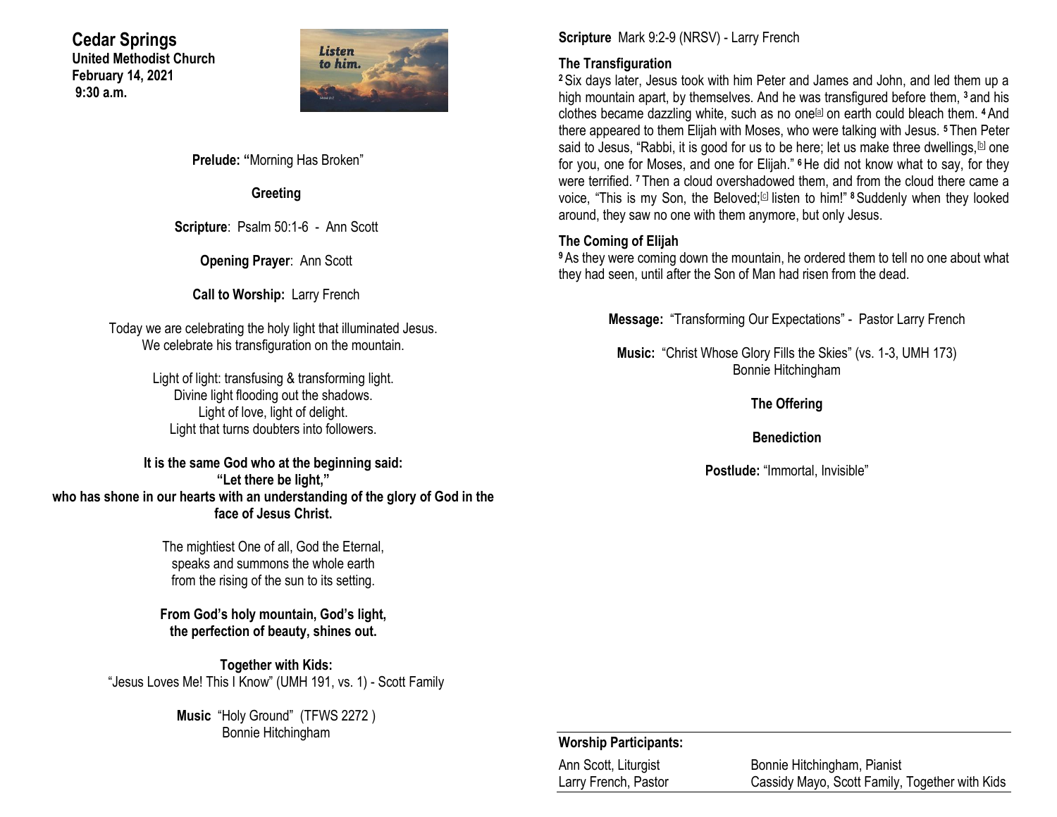# Cedar Springs

**United Methodist Church**
**February 14, 2021**
**9:30 a.m.**

**Prelude: "**Morning Has Broken"

**Greeting**

**Scripture**: Psalm 50:1-6 - Ann Scott

**Opening Prayer**: Ann Scott

**Call to Worship:** Larry French

Today we are celebrating the holy light that illuminated Jesus.
We celebrate his transfiguration on the mountain.

Light of light: transfusing & transforming light.
Divine light flooding out the shadows.
Light of love, light of delight.
Light that turns doubters into followers.

**It is the same God who at the beginning said:**
**"Let there be light,"**
**who has shone in our hearts with an understanding of the glory of God in the face of Jesus Christ.**

The mightiest One of all, God the Eternal,
speaks and summons the whole earth
from the rising of the sun to its setting.

**From God's holy mountain, God's light,**
**the perfection of beauty, shines out.**

**Together with Kids:**
"Jesus Loves Me! This I Know" (UMH 191, vs. 1) - Scott Family

**Music** "Holy Ground" (TFWS 2272 )
Bonnie Hitchingham

**Scripture** Mark 9:2-9 (NRSV) - Larry French

**The Transfiguration**

[2] Six days later, Jesus took with him Peter and James and John, and led them up a high mountain apart, by themselves. And he was transfigured before them, [3] and his clothes became dazzling white, such as no one[a] on earth could bleach them. [4] And there appeared to them Elijah with Moses, who were talking with Jesus. [5] Then Peter said to Jesus, "Rabbi, it is good for us to be here; let us make three dwellings,[b] one for you, one for Moses, and one for Elijah." [6] He did not know what to say, for they were terrified. [7] Then a cloud overshadowed them, and from the cloud there came a voice, "This is my Son, the Beloved;[c] listen to him!" [8] Suddenly when they looked around, they saw no one with them anymore, but only Jesus.

**The Coming of Elijah**

[9] As they were coming down the mountain, he ordered them to tell no one about what they had seen, until after the Son of Man had risen from the dead.

**Message:** "Transforming Our Expectations" - Pastor Larry French

**Music:** "Christ Whose Glory Fills the Skies" (vs. 1-3, UMH 173)
Bonnie Hitchingham

**The Offering**

**Benediction**

**Postlude:** "Immortal, Invisible"

**Worship Participants:**

| | |
|---|---|
| Ann Scott, Liturgist | Bonnie Hitchingham, Pianist |
| Larry French, Pastor | Cassidy Mayo, Scott Family, Together with Kids |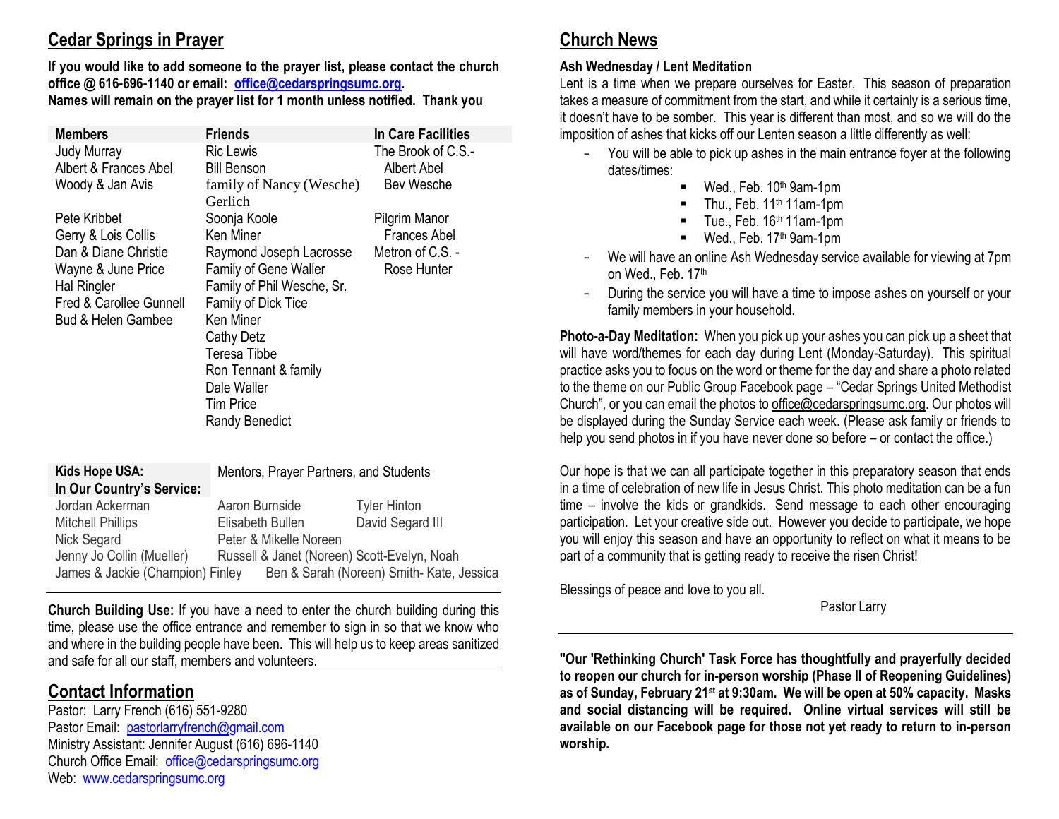## Cedar Springs in Prayer

**If you would like to add someone to the prayer list, please contact the church office @ 616-696-1140 or email: office@cedarspringsumc.org. Names will remain on the prayer list for 1 month unless notified. Thank you**

| Members | Friends | In Care Facilities |
|---|---|---|
| Judy Murray | Ric Lewis | The Brook of C.S.- |
| Albert & Frances Abel | Bill Benson | Albert Abel |
| Woody & Jan Avis | family of Nancy (Wesche) Gerlich | Bev Wesche |
| Pete Kribbet | Soonja Koole | Pilgrim Manor |
| Gerry & Lois Collis | Ken Miner | Frances Abel |
| Dan & Diane Christie | Raymond Joseph Lacrosse | Metron of C.S. - |
| Wayne & June Price | Family of Gene Waller | Rose Hunter |
| Hal Ringler | Family of Phil Wesche, Sr. | |
| Fred & Carollee Gunnell | Family of Dick Tice | |
| Bud & Helen Gambee | Ken Miner | |
| | Cathy Detz | |
| | Teresa Tibbe | |
| | Ron Tennant & family | |
| | Dale Waller | |
| | Tim Price | |
| | Randy Benedict | |

**Kids Hope USA:** Mentors, Prayer Partners, and Students

**In Our Country's Service:**

| | | |
|---|---|---|
| Jordan Ackerman | Aaron Burnside | Tyler Hinton |
| Mitchell Phillips | Elisabeth Bullen | David Segard III |
| Nick Segard | Peter & Mikelle Noreen | |
| Jenny Jo Collin (Mueller) | Russell & Janet (Noreen) Scott-Evelyn, Noah | |
| James & Jackie (Champion) Finley | Ben & Sarah (Noreen) Smith- Kate, Jessica | |

**Church Building Use:** If you have a need to enter the church building during this time, please use the office entrance and remember to sign in so that we know who and where in the building people have been. This will help us to keep areas sanitized and safe for all our staff, members and volunteers.

## Contact Information

Pastor: Larry French (616) 551-9280
Pastor Email: pastorlarryfrench@gmail.com
Ministry Assistant: Jennifer August (616) 696-1140
Church Office Email: office@cedarspringsumc.org
Web: www.cedarspringsumc.org

## Church News

**Ash Wednesday / Lent Meditation**

Lent is a time when we prepare ourselves for Easter. This season of preparation takes a measure of commitment from the start, and while it certainly is a serious time, it doesn't have to be somber. This year is different than most, and so we will do the imposition of ashes that kicks off our Lenten season a little differently as well:

- You will be able to pick up ashes in the main entrance foyer at the following dates/times:
  - Wed., Feb. 10th 9am-1pm
  - Thu., Feb. 11th 11am-1pm
  - Tue., Feb. 16th 11am-1pm
  - Wed., Feb. 17th 9am-1pm
- We will have an online Ash Wednesday service available for viewing at 7pm on Wed., Feb. 17th
- During the service you will have a time to impose ashes on yourself or your family members in your household.

**Photo-a-Day Meditation:** When you pick up your ashes you can pick up a sheet that will have word/themes for each day during Lent (Monday-Saturday). This spiritual practice asks you to focus on the word or theme for the day and share a photo related to the theme on our Public Group Facebook page – "Cedar Springs United Methodist Church", or you can email the photos to office@cedarspringsumc.org. Our photos will be displayed during the Sunday Service each week. (Please ask family or friends to help you send photos in if you have never done so before – or contact the office.)

Our hope is that we can all participate together in this preparatory season that ends in a time of celebration of new life in Jesus Christ. This photo meditation can be a fun time – involve the kids or grandkids. Send message to each other encouraging participation. Let your creative side out. However you decide to participate, we hope you will enjoy this season and have an opportunity to reflect on what it means to be part of a community that is getting ready to receive the risen Christ!

Blessings of peace and love to you all.

Pastor Larry

---

**"Our 'Rethinking Church' Task Force has thoughtfully and prayerfully decided to reopen our church for in-person worship (Phase II of Reopening Guidelines) as of Sunday, February 21st at 9:30am. We will be open at 50% capacity. Masks and social distancing will be required. Online virtual services will still be available on our Facebook page for those not yet ready to return to in-person worship.**